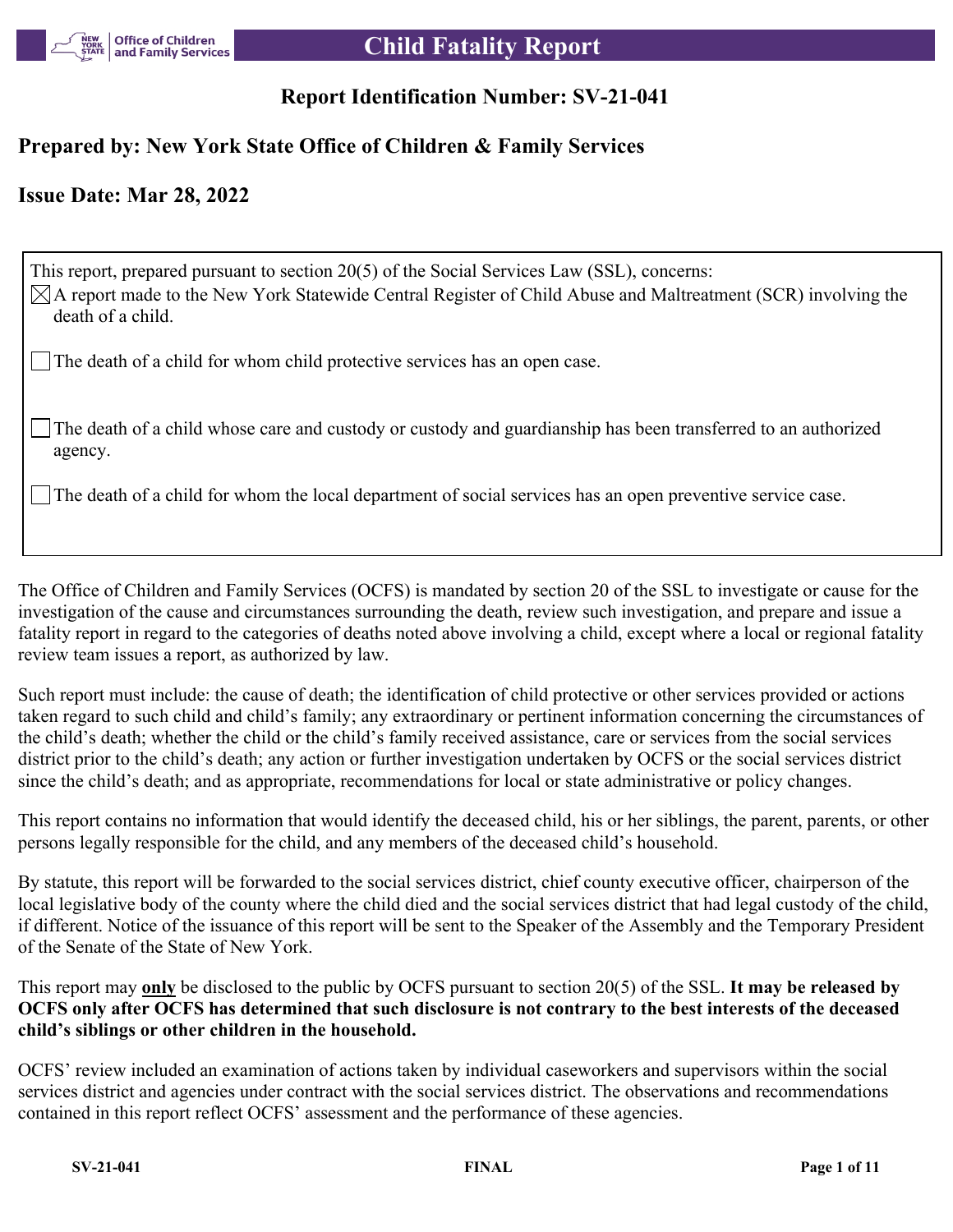# Child Fatality Report

## Report Identification Number: SV-21-041

## Prepared by: New York State Office of Children & Family Services

## Issue Date: Mar 28, 2022

This report, prepared pursuant to section 20(5) of the Social Services Law (SSL), concerns:

☒ A report made to the New York Statewide Central Register of Child Abuse and Maltreatment (SCR) involving the death of a child.

☐ The death of a child for whom child protective services has an open case.

☐ The death of a child whose care and custody or custody and guardianship has been transferred to an authorized agency.

☐ The death of a child for whom the local department of social services has an open preventive service case.

The Office of Children and Family Services (OCFS) is mandated by section 20 of the SSL to investigate or cause for the investigation of the cause and circumstances surrounding the death, review such investigation, and prepare and issue a fatality report in regard to the categories of deaths noted above involving a child, except where a local or regional fatality review team issues a report, as authorized by law.

Such report must include: the cause of death; the identification of child protective or other services provided or actions taken regard to such child and child's family; any extraordinary or pertinent information concerning the circumstances of the child's death; whether the child or the child's family received assistance, care or services from the social services district prior to the child's death; any action or further investigation undertaken by OCFS or the social services district since the child's death; and as appropriate, recommendations for local or state administrative or policy changes.

This report contains no information that would identify the deceased child, his or her siblings, the parent, parents, or other persons legally responsible for the child, and any members of the deceased child's household.

By statute, this report will be forwarded to the social services district, chief county executive officer, chairperson of the local legislative body of the county where the child died and the social services district that had legal custody of the child, if different. Notice of the issuance of this report will be sent to the Speaker of the Assembly and the Temporary President of the Senate of the State of New York.

This report may <u>**only**</u> be disclosed to the public by OCFS pursuant to section 20(5) of the SSL. **It may be released by OCFS only after OCFS has determined that such disclosure is not contrary to the best interests of the deceased child's siblings or other children in the household.**

OCFS' review included an examination of actions taken by individual caseworkers and supervisors within the social services district and agencies under contract with the social services district. The observations and recommendations contained in this report reflect OCFS' assessment and the performance of these agencies.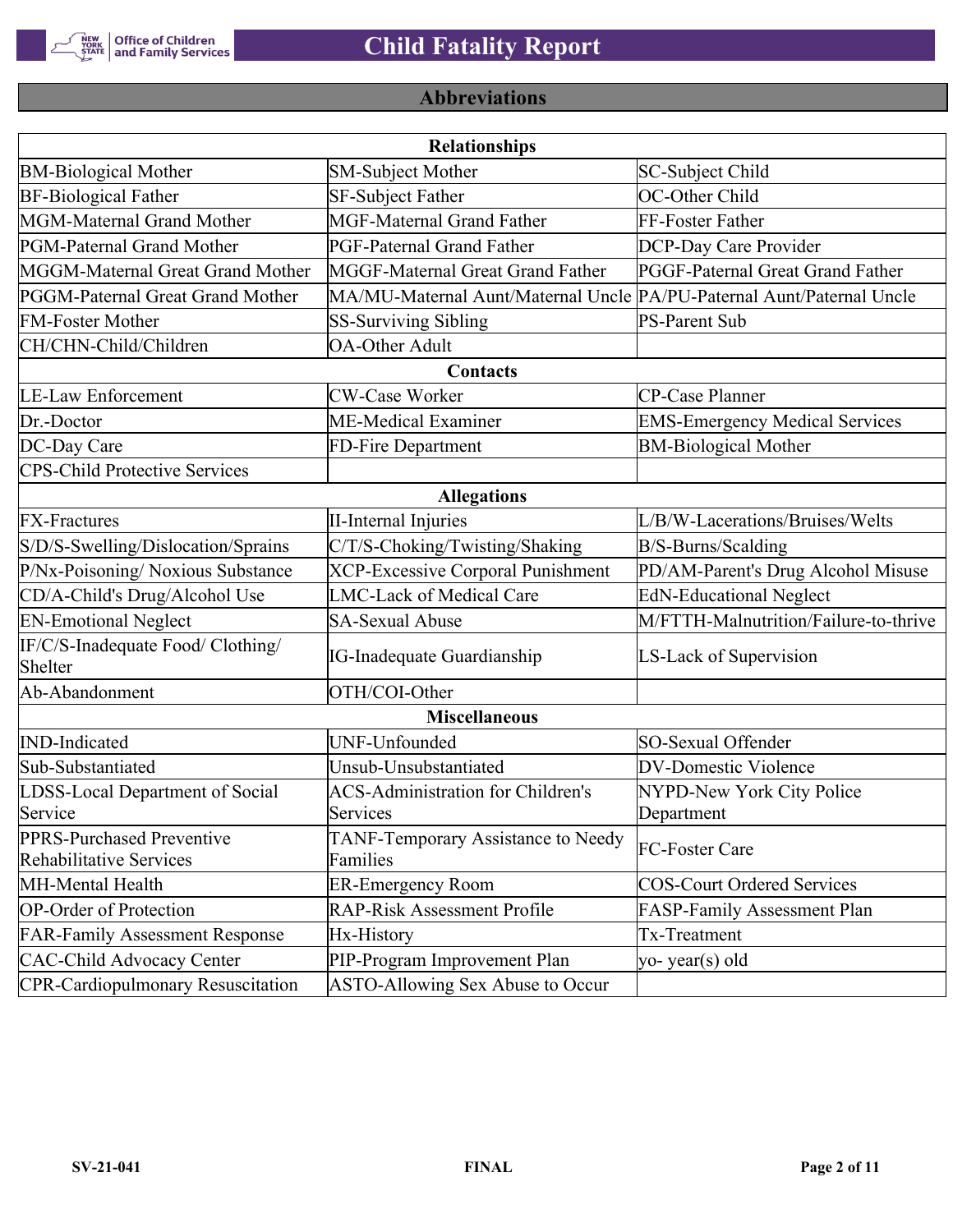## Abbreviations

| Relationships | | |
|---|---|---|
| BM-Biological Mother | SM-Subject Mother | SC-Subject Child |
| BF-Biological Father | SF-Subject Father | OC-Other Child |
| MGM-Maternal Grand Mother | MGF-Maternal Grand Father | FF-Foster Father |
| PGM-Paternal Grand Mother | PGF-Paternal Grand Father | DCP-Day Care Provider |
| MGGM-Maternal Great Grand Mother | MGGF-Maternal Great Grand Father | PGGF-Paternal Great Grand Father |
| PGGM-Paternal Great Grand Mother | MA/MU-Maternal Aunt/Maternal Uncle | PA/PU-Paternal Aunt/Paternal Uncle |
| FM-Foster Mother | SS-Surviving Sibling | PS-Parent Sub |
| CH/CHN-Child/Children | OA-Other Adult | |
| **Contacts** | | |
| LE-Law Enforcement | CW-Case Worker | CP-Case Planner |
| Dr.-Doctor | ME-Medical Examiner | EMS-Emergency Medical Services |
| DC-Day Care | FD-Fire Department | BM-Biological Mother |
| CPS-Child Protective Services | | |
| **Allegations** | | |
| FX-Fractures | II-Internal Injuries | L/B/W-Lacerations/Bruises/Welts |
| S/D/S-Swelling/Dislocation/Sprains | C/T/S-Choking/Twisting/Shaking | B/S-Burns/Scalding |
| P/Nx-Poisoning/ Noxious Substance | XCP-Excessive Corporal Punishment | PD/AM-Parent's Drug Alcohol Misuse |
| CD/A-Child's Drug/Alcohol Use | LMC-Lack of Medical Care | EdN-Educational Neglect |
| EN-Emotional Neglect | SA-Sexual Abuse | M/FTTH-Malnutrition/Failure-to-thrive |
| IF/C/S-Inadequate Food/ Clothing/ Shelter | IG-Inadequate Guardianship | LS-Lack of Supervision |
| Ab-Abandonment | OTH/COI-Other | |
| **Miscellaneous** | | |
| IND-Indicated | UNF-Unfounded | SO-Sexual Offender |
| Sub-Substantiated | Unsub-Unsubstantiated | DV-Domestic Violence |
| LDSS-Local Department of Social Service | ACS-Administration for Children's Services | NYPD-New York City Police Department |
| PPRS-Purchased Preventive Rehabilitative Services | TANF-Temporary Assistance to Needy Families | FC-Foster Care |
| MH-Mental Health | ER-Emergency Room | COS-Court Ordered Services |
| OP-Order of Protection | RAP-Risk Assessment Profile | FASP-Family Assessment Plan |
| FAR-Family Assessment Response | Hx-History | Tx-Treatment |
| CAC-Child Advocacy Center | PIP-Program Improvement Plan | yo- year(s) old |
| CPR-Cardiopulmonary Resuscitation | ASTO-Allowing Sex Abuse to Occur | |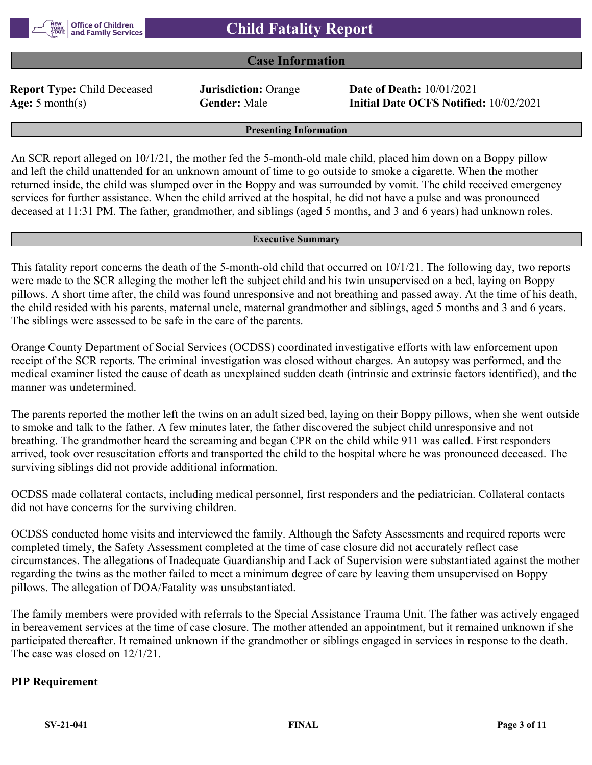# Child Fatality Report

## Case Information

| | | |
|---|---|---|
| **Report Type:** Child Deceased | **Jurisdiction:** Orange | **Date of Death:** 10/01/2021 |
| **Age:** 5 month(s) | **Gender:** Male | **Initial Date OCFS Notified:** 10/02/2021 |

### Presenting Information

An SCR report alleged on 10/1/21, the mother fed the 5-month-old male child, placed him down on a Boppy pillow and left the child unattended for an unknown amount of time to go outside to smoke a cigarette. When the mother returned inside, the child was slumped over in the Boppy and was surrounded by vomit. The child received emergency services for further assistance. When the child arrived at the hospital, he did not have a pulse and was pronounced deceased at 11:31 PM. The father, grandmother, and siblings (aged 5 months, and 3 and 6 years) had unknown roles.

### Executive Summary

This fatality report concerns the death of the 5-month-old child that occurred on 10/1/21. The following day, two reports were made to the SCR alleging the mother left the subject child and his twin unsupervised on a bed, laying on Boppy pillows. A short time after, the child was found unresponsive and not breathing and passed away. At the time of his death, the child resided with his parents, maternal uncle, maternal grandmother and siblings, aged 5 months and 3 and 6 years. The siblings were assessed to be safe in the care of the parents.

Orange County Department of Social Services (OCDSS) coordinated investigative efforts with law enforcement upon receipt of the SCR reports. The criminal investigation was closed without charges. An autopsy was performed, and the medical examiner listed the cause of death as unexplained sudden death (intrinsic and extrinsic factors identified), and the manner was undetermined.

The parents reported the mother left the twins on an adult sized bed, laying on their Boppy pillows, when she went outside to smoke and talk to the father. A few minutes later, the father discovered the subject child unresponsive and not breathing. The grandmother heard the screaming and began CPR on the child while 911 was called. First responders arrived, took over resuscitation efforts and transported the child to the hospital where he was pronounced deceased. The surviving siblings did not provide additional information.

OCDSS made collateral contacts, including medical personnel, first responders and the pediatrician. Collateral contacts did not have concerns for the surviving children.

OCDSS conducted home visits and interviewed the family. Although the Safety Assessments and required reports were completed timely, the Safety Assessment completed at the time of case closure did not accurately reflect case circumstances. The allegations of Inadequate Guardianship and Lack of Supervision were substantiated against the mother regarding the twins as the mother failed to meet a minimum degree of care by leaving them unsupervised on Boppy pillows. The allegation of DOA/Fatality was unsubstantiated.

The family members were provided with referrals to the Special Assistance Trauma Unit. The father was actively engaged in bereavement services at the time of case closure. The mother attended an appointment, but it remained unknown if she participated thereafter. It remained unknown if the grandmother or siblings engaged in services in response to the death. The case was closed on 12/1/21.

**PIP Requirement**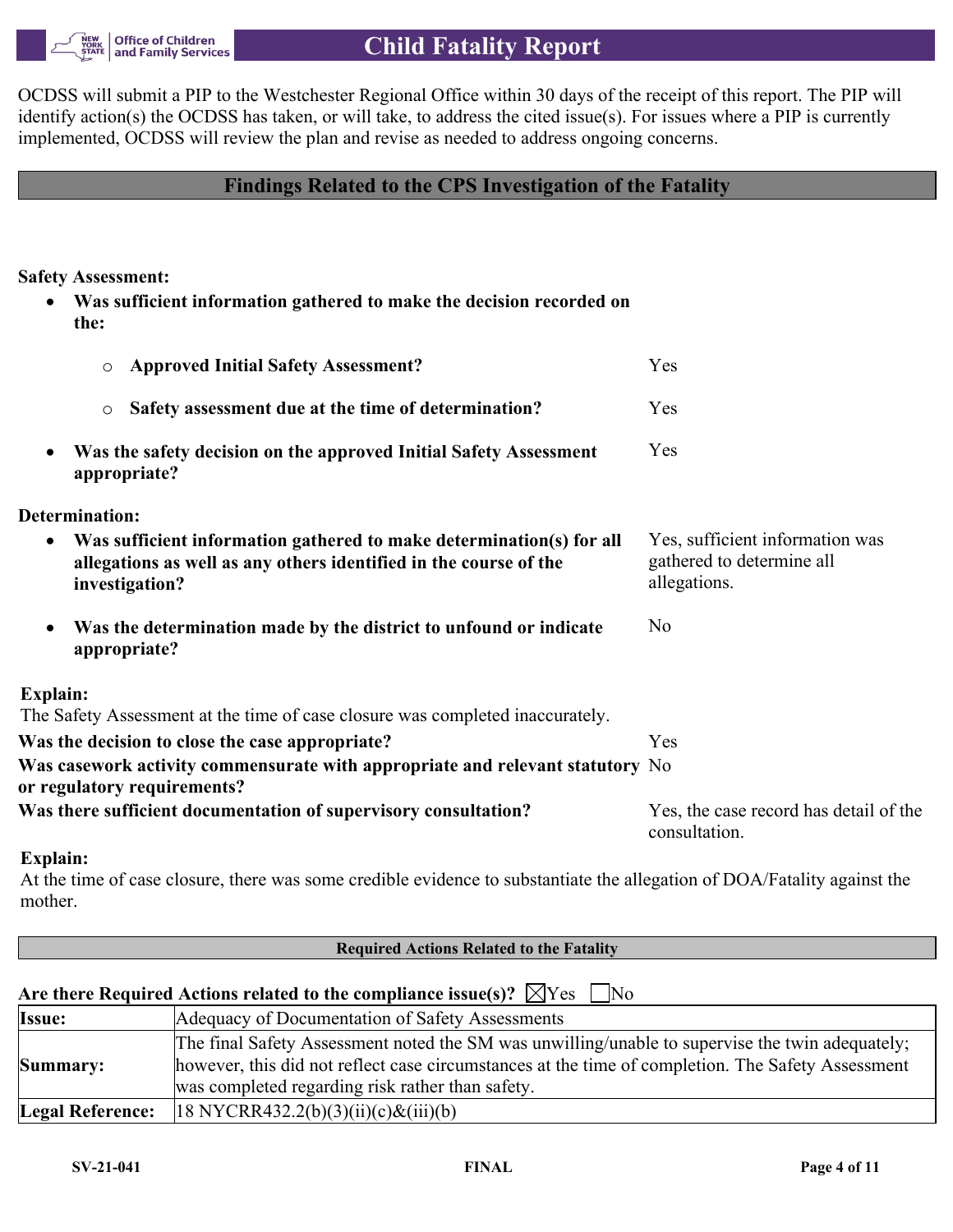OCDSS will submit a PIP to the Westchester Regional Office within 30 days of the receipt of this report. The PIP will identify action(s) the OCDSS has taken, or will take, to address the cited issue(s). For issues where a PIP is currently implemented, OCDSS will review the plan and revise as needed to address ongoing concerns.

## Findings Related to the CPS Investigation of the Fatality

**Safety Assessment:**

- **Was sufficient information gathered to make the decision recorded on the:**
  - **Approved Initial Safety Assessment?** Yes
  - **Safety assessment due at the time of determination?** Yes
- **Was the safety decision on the approved Initial Safety Assessment appropriate?** Yes

**Determination:**

- **Was sufficient information gathered to make determination(s) for all allegations as well as any others identified in the course of the investigation?** Yes, sufficient information was gathered to determine all allegations.
- **Was the determination made by the district to unfound or indicate appropriate?** No

**Explain:**
The Safety Assessment at the time of case closure was completed inaccurately.

**Was the decision to close the case appropriate?** Yes

**Was casework activity commensurate with appropriate and relevant statutory or regulatory requirements?** No

**Was there sufficient documentation of supervisory consultation?** Yes, the case record has detail of the consultation.

**Explain:**
At the time of case closure, there was some credible evidence to substantiate the allegation of DOA/Fatality against the mother.

### Required Actions Related to the Fatality

**Are there Required Actions related to the compliance issue(s)?** ☒ Yes ☐ No

| | |
|---|---|
| **Issue:** | Adequacy of Documentation of Safety Assessments |
| **Summary:** | The final Safety Assessment noted the SM was unwilling/unable to supervise the twin adequately; however, this did not reflect case circumstances at the time of completion. The Safety Assessment was completed regarding risk rather than safety. |
| **Legal Reference:** | 18 NYCRR432.2(b)(3)(ii)(c)&(iii)(b) |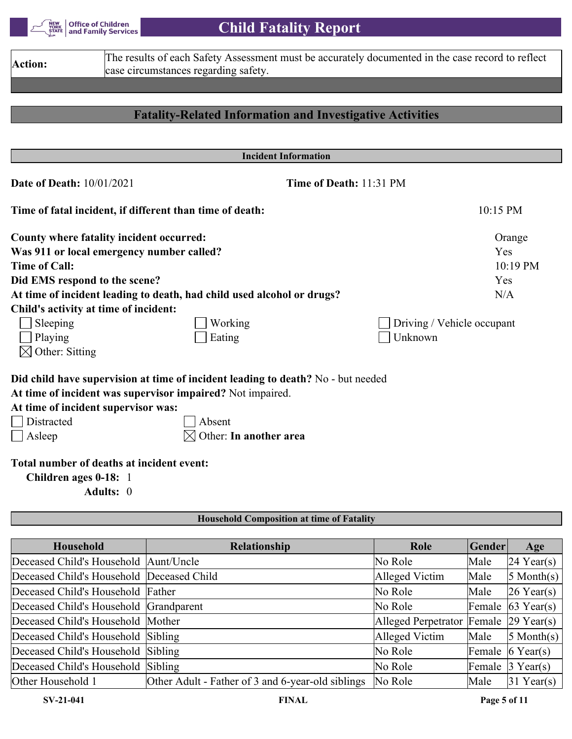| Action: | The results of each Safety Assessment must be accurately documented in the case record to reflect case circumstances regarding safety. |
|---|---|

## Fatality-Related Information and Investigative Activities

### Incident Information

**Date of Death:** 10/01/2021 **Time of Death:** 11:31 PM

**Time of fatal incident, if different than time of death:** 10:15 PM

**County where fatality incident occurred:** Orange
**Was 911 or local emergency number called?** Yes
**Time of Call:** 10:19 PM
**Did EMS respond to the scene?** Yes
**At time of incident leading to death, had child used alcohol or drugs?** N/A
**Child's activity at time of incident:**

- [ ] Sleeping
- [ ] Working
- [ ] Driving / Vehicle occupant
- [ ] Playing
- [ ] Eating
- [ ] Unknown
- [x] Other: Sitting

**Did child have supervision at time of incident leading to death?** No - but needed
**At time of incident was supervisor impaired?** Not impaired.
**At time of incident supervisor was:**

- [ ] Distracted
- [ ] Absent
- [ ] Asleep
- [x] Other: **In another area**

**Total number of deaths at incident event:**
**Children ages 0-18:** 1
**Adults:** 0

### Household Composition at time of Fatality

| Household | Relationship | Role | Gender | Age |
|---|---|---|---|---|
| Deceased Child's Household | Aunt/Uncle | No Role | Male | 24 Year(s) |
| Deceased Child's Household | Deceased Child | Alleged Victim | Male | 5 Month(s) |
| Deceased Child's Household | Father | No Role | Male | 26 Year(s) |
| Deceased Child's Household | Grandparent | No Role | Female | 63 Year(s) |
| Deceased Child's Household | Mother | Alleged Perpetrator | Female | 29 Year(s) |
| Deceased Child's Household | Sibling | Alleged Victim | Male | 5 Month(s) |
| Deceased Child's Household | Sibling | No Role | Female | 6 Year(s) |
| Deceased Child's Household | Sibling | No Role | Female | 3 Year(s) |
| Other Household 1 | Other Adult - Father of 3 and 6-year-old siblings | No Role | Male | 31 Year(s) |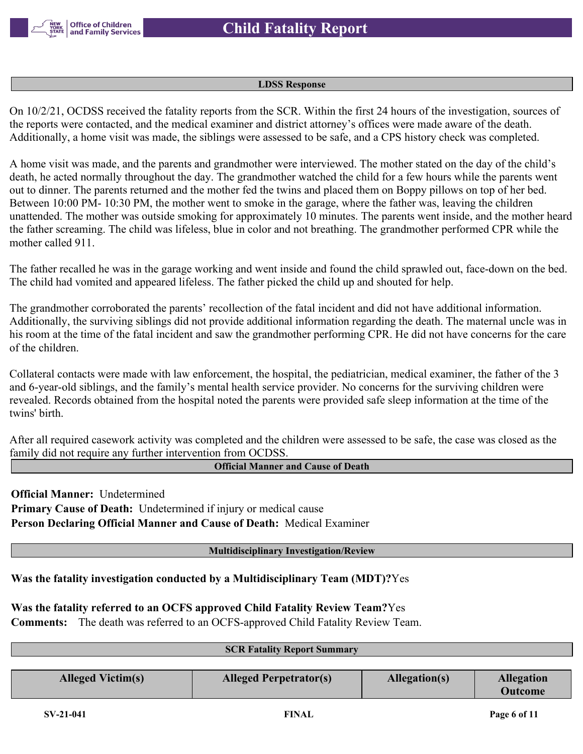## LDSS Response

On 10/2/21, OCDSS received the fatality reports from the SCR. Within the first 24 hours of the investigation, sources of the reports were contacted, and the medical examiner and district attorney's offices were made aware of the death. Additionally, a home visit was made, the siblings were assessed to be safe, and a CPS history check was completed.

A home visit was made, and the parents and grandmother were interviewed. The mother stated on the day of the child's death, he acted normally throughout the day. The grandmother watched the child for a few hours while the parents went out to dinner. The parents returned and the mother fed the twins and placed them on Boppy pillows on top of her bed. Between 10:00 PM- 10:30 PM, the mother went to smoke in the garage, where the father was, leaving the children unattended. The mother was outside smoking for approximately 10 minutes. The parents went inside, and the mother heard the father screaming. The child was lifeless, blue in color and not breathing. The grandmother performed CPR while the mother called 911.

The father recalled he was in the garage working and went inside and found the child sprawled out, face-down on the bed. The child had vomited and appeared lifeless. The father picked the child up and shouted for help.

The grandmother corroborated the parents' recollection of the fatal incident and did not have additional information. Additionally, the surviving siblings did not provide additional information regarding the death. The maternal uncle was in his room at the time of the fatal incident and saw the grandmother performing CPR. He did not have concerns for the care of the children.

Collateral contacts were made with law enforcement, the hospital, the pediatrician, medical examiner, the father of the 3 and 6-year-old siblings, and the family's mental health service provider. No concerns for the surviving children were revealed. Records obtained from the hospital noted the parents were provided safe sleep information at the time of the twins' birth.

After all required casework activity was completed and the children were assessed to be safe, the case was closed as the family did not require any further intervention from OCDSS.

## Official Manner and Cause of Death

**Official Manner:** Undetermined
**Primary Cause of Death:** Undetermined if injury or medical cause
**Person Declaring Official Manner and Cause of Death:** Medical Examiner

## Multidisciplinary Investigation/Review

**Was the fatality investigation conducted by a Multidisciplinary Team (MDT)?** Yes

**Was the fatality referred to an OCFS approved Child Fatality Review Team?** Yes
**Comments:** The death was referred to an OCFS-approved Child Fatality Review Team.

## SCR Fatality Report Summary

| Alleged Victim(s) | Alleged Perpetrator(s) | Allegation(s) | Allegation Outcome |
|---|---|---|---|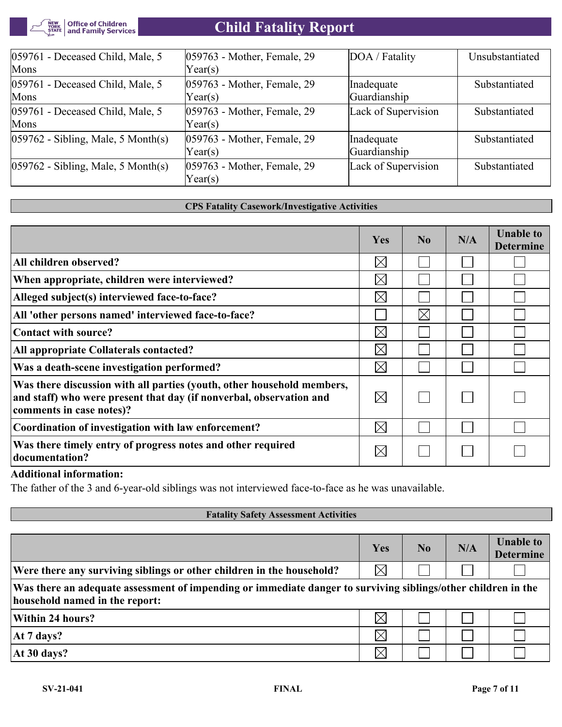| | | | |
|---|---|---|---|
| 059761 - Deceased Child, Male, 5 Mons | 059763 - Mother, Female, 29 Year(s) | DOA / Fatality | Unsubstantiated |
| 059761 - Deceased Child, Male, 5 Mons | 059763 - Mother, Female, 29 Year(s) | Inadequate Guardianship | Substantiated |
| 059761 - Deceased Child, Male, 5 Mons | 059763 - Mother, Female, 29 Year(s) | Lack of Supervision | Substantiated |
| 059762 - Sibling, Male, 5 Month(s) | 059763 - Mother, Female, 29 Year(s) | Inadequate Guardianship | Substantiated |
| 059762 - Sibling, Male, 5 Month(s) | 059763 - Mother, Female, 29 Year(s) | Lack of Supervision | Substantiated |

## CPS Fatality Casework/Investigative Activities

| | Yes | No | N/A | Unable to Determine |
|---|---|---|---|---|
| **All children observed?** | ☒ | ☐ | ☐ | ☐ |
| **When appropriate, children were interviewed?** | ☒ | ☐ | ☐ | ☐ |
| **Alleged subject(s) interviewed face-to-face?** | ☒ | ☐ | ☐ | ☐ |
| **All 'other persons named' interviewed face-to-face?** | ☐ | ☒ | ☐ | ☐ |
| **Contact with source?** | ☒ | ☐ | ☐ | ☐ |
| **All appropriate Collaterals contacted?** | ☒ | ☐ | ☐ | ☐ |
| **Was a death-scene investigation performed?** | ☒ | ☐ | ☐ | ☐ |
| **Was there discussion with all parties (youth, other household members, and staff) who were present that day (if nonverbal, observation and comments in case notes)?** | ☒ | ☐ | ☐ | ☐ |
| **Coordination of investigation with law enforcement?** | ☒ | ☐ | ☐ | ☐ |
| **Was there timely entry of progress notes and other required documentation?** | ☒ | ☐ | ☐ | ☐ |

**Additional information:**

The father of the 3 and 6-year-old siblings was not interviewed face-to-face as he was unavailable.

## Fatality Safety Assessment Activities

| | Yes | No | N/A | Unable to Determine |
|---|---|---|---|---|
| **Were there any surviving siblings or other children in the household?** | ☒ | ☐ | ☐ | ☐ |
| **Was there an adequate assessment of impending or immediate danger to surviving siblings/other children in the household named in the report:** | | | | |
| **Within 24 hours?** | ☒ | ☐ | ☐ | ☐ |
| **At 7 days?** | ☒ | ☐ | ☐ | ☐ |
| **At 30 days?** | ☒ | ☐ | ☐ | ☐ |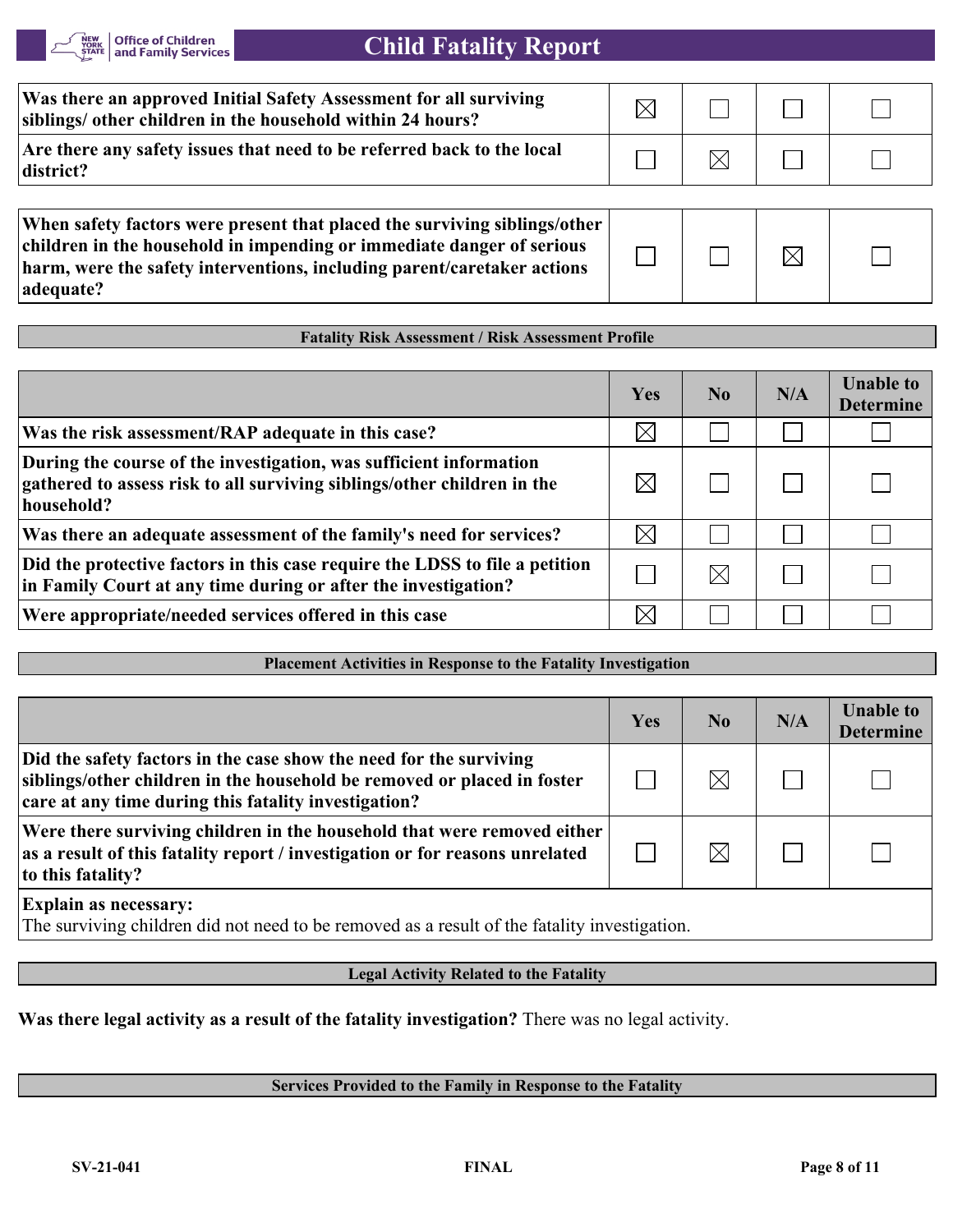| | Yes | No | N/A | Unable to Determine |
|---|---|---|---|---|
| **Was there an approved Initial Safety Assessment for all surviving siblings/ other children in the household within 24 hours?** | ☒ | ☐ | ☐ | ☐ |
| **Are there any safety issues that need to be referred back to the local district?** | ☐ | ☒ | ☐ | ☐ |

| | Yes | No | N/A | Unable to Determine |
|---|---|---|---|---|
| **When safety factors were present that placed the surviving siblings/other children in the household in impending or immediate danger of serious harm, were the safety interventions, including parent/caretaker actions adequate?** | ☐ | ☐ | ☒ | ☐ |

## Fatality Risk Assessment / Risk Assessment Profile

| | Yes | No | N/A | Unable to Determine |
|---|---|---|---|---|
| **Was the risk assessment/RAP adequate in this case?** | ☒ | ☐ | ☐ | ☐ |
| **During the course of the investigation, was sufficient information gathered to assess risk to all surviving siblings/other children in the household?** | ☒ | ☐ | ☐ | ☐ |
| **Was there an adequate assessment of the family's need for services?** | ☒ | ☐ | ☐ | ☐ |
| **Did the protective factors in this case require the LDSS to file a petition in Family Court at any time during or after the investigation?** | ☐ | ☒ | ☐ | ☐ |
| **Were appropriate/needed services offered in this case** | ☒ | ☐ | ☐ | ☐ |

## Placement Activities in Response to the Fatality Investigation

| | Yes | No | N/A | Unable to Determine |
|---|---|---|---|---|
| **Did the safety factors in the case show the need for the surviving siblings/other children in the household be removed or placed in foster care at any time during this fatality investigation?** | ☐ | ☒ | ☐ | ☐ |
| **Were there surviving children in the household that were removed either as a result of this fatality report / investigation or for reasons unrelated to this fatality?** | ☐ | ☒ | ☐ | ☐ |

**Explain as necessary:**
The surviving children did not need to be removed as a result of the fatality investigation.

## Legal Activity Related to the Fatality

**Was there legal activity as a result of the fatality investigation?** There was no legal activity.

## Services Provided to the Family in Response to the Fatality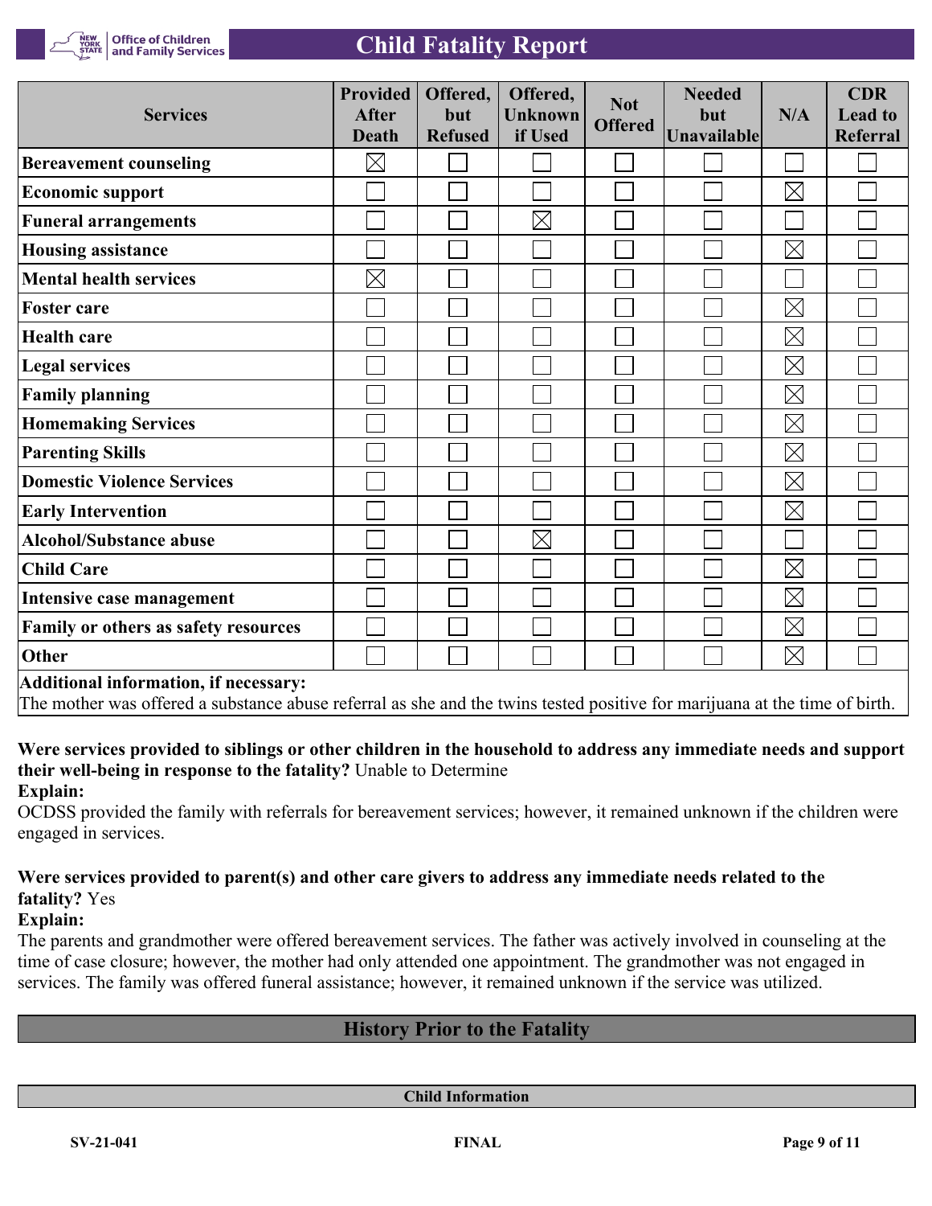| Services | Provided After Death | Offered, but Refused | Offered, Unknown if Used | Not Offered | Needed but Unavailable | N/A | CDR Lead to Referral |
|---|---|---|---|---|---|---|---|
| Bereavement counseling | ☒ | ☐ | ☐ | ☐ | ☐ | ☐ | ☐ |
| Economic support | ☐ | ☐ | ☐ | ☐ | ☐ | ☒ | ☐ |
| Funeral arrangements | ☐ | ☐ | ☒ | ☐ | ☐ | ☐ | ☐ |
| Housing assistance | ☐ | ☐ | ☐ | ☐ | ☐ | ☒ | ☐ |
| Mental health services | ☒ | ☐ | ☐ | ☐ | ☐ | ☐ | ☐ |
| Foster care | ☐ | ☐ | ☐ | ☐ | ☐ | ☒ | ☐ |
| Health care | ☐ | ☐ | ☐ | ☐ | ☐ | ☒ | ☐ |
| Legal services | ☐ | ☐ | ☐ | ☐ | ☐ | ☒ | ☐ |
| Family planning | ☐ | ☐ | ☐ | ☐ | ☐ | ☒ | ☐ |
| Homemaking Services | ☐ | ☐ | ☐ | ☐ | ☐ | ☒ | ☐ |
| Parenting Skills | ☐ | ☐ | ☐ | ☐ | ☐ | ☒ | ☐ |
| Domestic Violence Services | ☐ | ☐ | ☐ | ☐ | ☐ | ☒ | ☐ |
| Early Intervention | ☐ | ☐ | ☐ | ☐ | ☐ | ☒ | ☐ |
| Alcohol/Substance abuse | ☐ | ☐ | ☒ | ☐ | ☐ | ☐ | ☐ |
| Child Care | ☐ | ☐ | ☐ | ☐ | ☐ | ☒ | ☐ |
| Intensive case management | ☐ | ☐ | ☐ | ☐ | ☐ | ☒ | ☐ |
| Family or others as safety resources | ☐ | ☐ | ☐ | ☐ | ☐ | ☒ | ☐ |
| Other | ☐ | ☐ | ☐ | ☐ | ☐ | ☒ | ☐ |

**Additional information, if necessary:**
The mother was offered a substance abuse referral as she and the twins tested positive for marijuana at the time of birth.

**Were services provided to siblings or other children in the household to address any immediate needs and support their well-being in response to the fatality?** Unable to Determine

**Explain:**
OCDSS provided the family with referrals for bereavement services; however, it remained unknown if the children were engaged in services.

**Were services provided to parent(s) and other care givers to address any immediate needs related to the fatality?** Yes

**Explain:**
The parents and grandmother were offered bereavement services. The father was actively involved in counseling at the time of case closure; however, the mother had only attended one appointment. The grandmother was not engaged in services. The family was offered funeral assistance; however, it remained unknown if the service was utilized.

## History Prior to the Fatality

### Child Information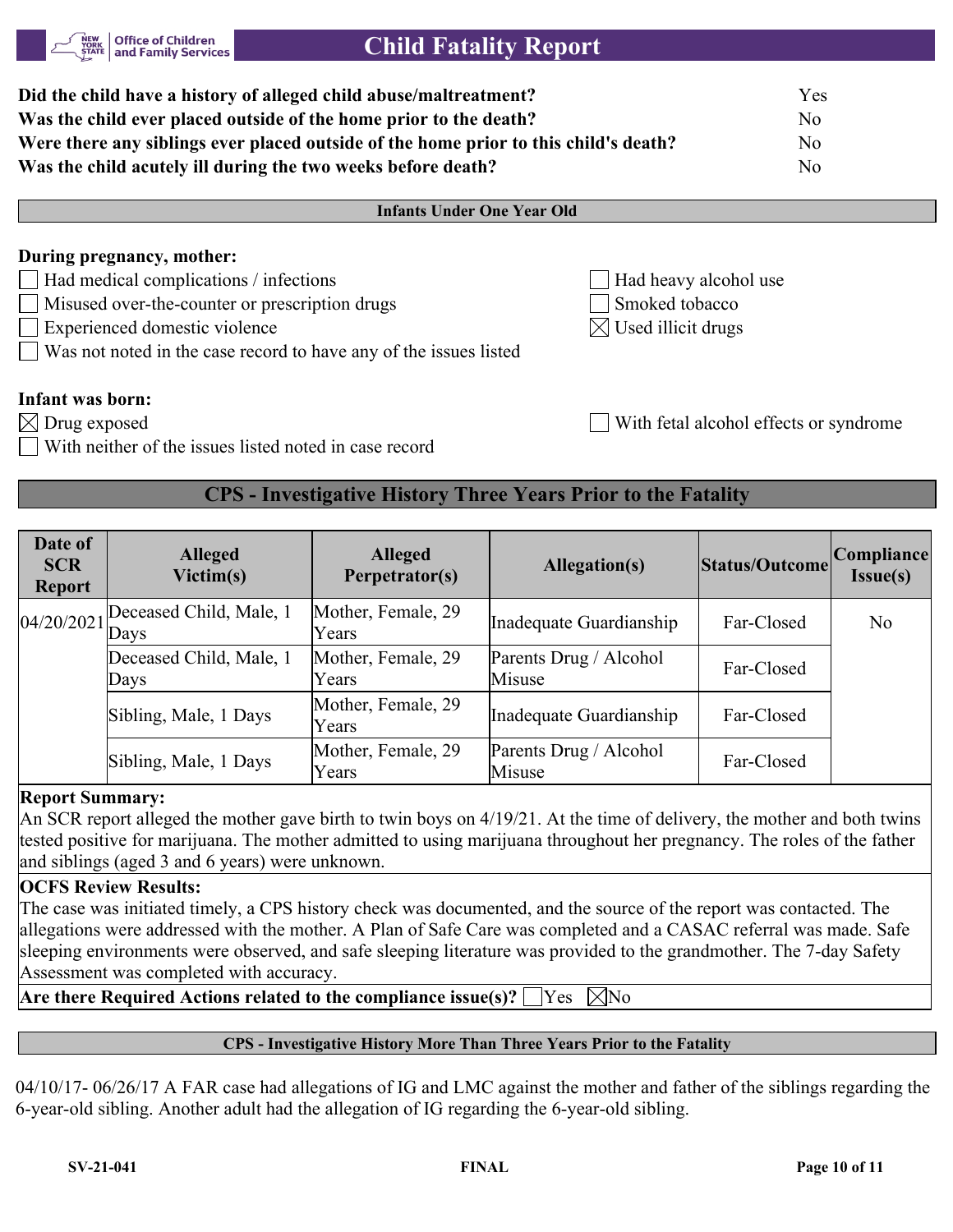| | |
|---|---|
| **Did the child have a history of alleged child abuse/maltreatment?** | Yes |
| **Was the child ever placed outside of the home prior to the death?** | No |
| **Were there any siblings ever placed outside of the home prior to this child's death?** | No |
| **Was the child acutely ill during the two weeks before death?** | No |

## Infants Under One Year Old

**During pregnancy, mother:**

- ☐ Had medical complications / infections
- ☐ Had heavy alcohol use
- ☐ Misused over-the-counter or prescription drugs
- ☐ Smoked tobacco
- ☐ Experienced domestic violence
- ☒ Used illicit drugs
- ☐ Was not noted in the case record to have any of the issues listed

**Infant was born:**

- ☒ Drug exposed
- ☐ With fetal alcohol effects or syndrome
- ☐ With neither of the issues listed noted in case record

## CPS - Investigative History Three Years Prior to the Fatality

| Date of SCR Report | Alleged Victim(s) | Alleged Perpetrator(s) | Allegation(s) | Status/Outcome | Compliance Issue(s) |
|---|---|---|---|---|---|
| 04/20/2021 | Deceased Child, Male, 1 Days | Mother, Female, 29 Years | Inadequate Guardianship | Far-Closed | No |
| | Deceased Child, Male, 1 Days | Mother, Female, 29 Years | Parents Drug / Alcohol Misuse | Far-Closed | |
| | Sibling, Male, 1 Days | Mother, Female, 29 Years | Inadequate Guardianship | Far-Closed | |
| | Sibling, Male, 1 Days | Mother, Female, 29 Years | Parents Drug / Alcohol Misuse | Far-Closed | |

**Report Summary:**

An SCR report alleged the mother gave birth to twin boys on 4/19/21. At the time of delivery, the mother and both twins tested positive for marijuana. The mother admitted to using marijuana throughout her pregnancy. The roles of the father and siblings (aged 3 and 6 years) were unknown.

**OCFS Review Results:**

The case was initiated timely, a CPS history check was documented, and the source of the report was contacted. The allegations were addressed with the mother. A Plan of Safe Care was completed and a CASAC referral was made. Safe sleeping environments were observed, and safe sleeping literature was provided to the grandmother. The 7-day Safety Assessment was completed with accuracy.

**Are there Required Actions related to the compliance issue(s)?** ☐ Yes ☒ No

## CPS - Investigative History More Than Three Years Prior to the Fatality

04/10/17- 06/26/17 A FAR case had allegations of IG and LMC against the mother and father of the siblings regarding the 6-year-old sibling. Another adult had the allegation of IG regarding the 6-year-old sibling.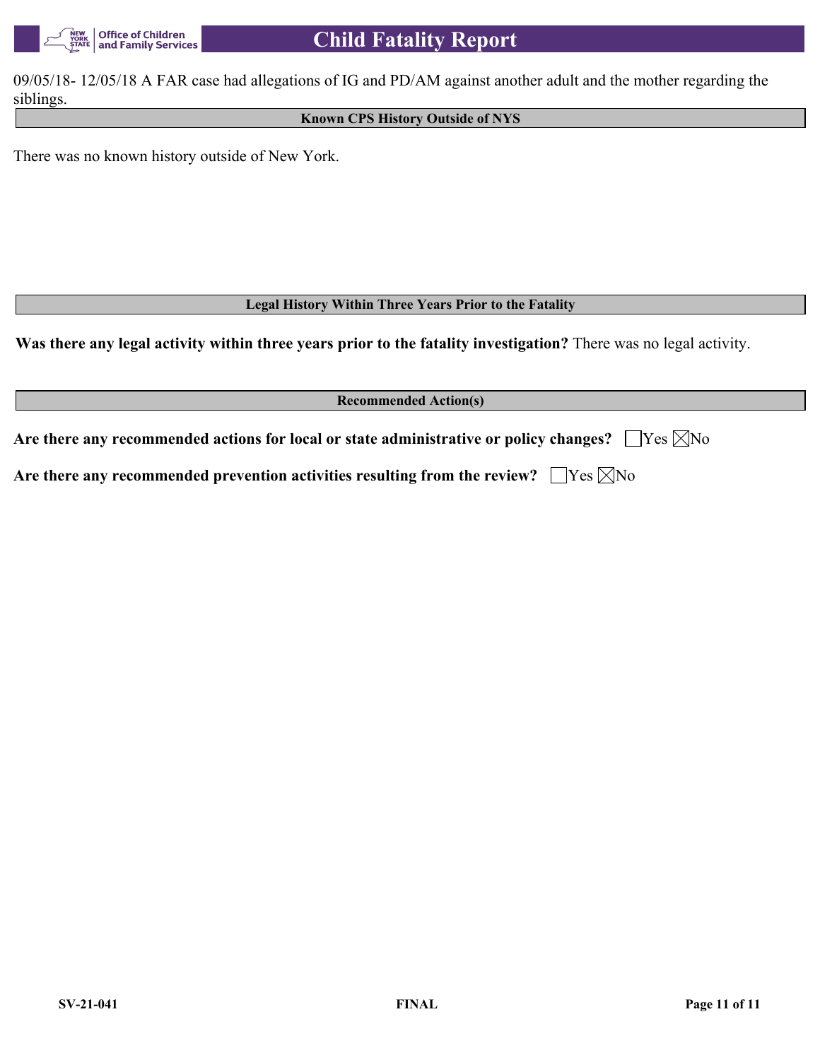09/05/18- 12/05/18 A FAR case had allegations of IG and PD/AM against another adult and the mother regarding the siblings.

## Known CPS History Outside of NYS

There was no known history outside of New York.

## Legal History Within Three Years Prior to the Fatality

**Was there any legal activity within three years prior to the fatality investigation?** There was no legal activity.

## Recommended Action(s)

**Are there any recommended actions for local or state administrative or policy changes?** ☐Yes ☒No

**Are there any recommended prevention activities resulting from the review?** ☐Yes ☒No